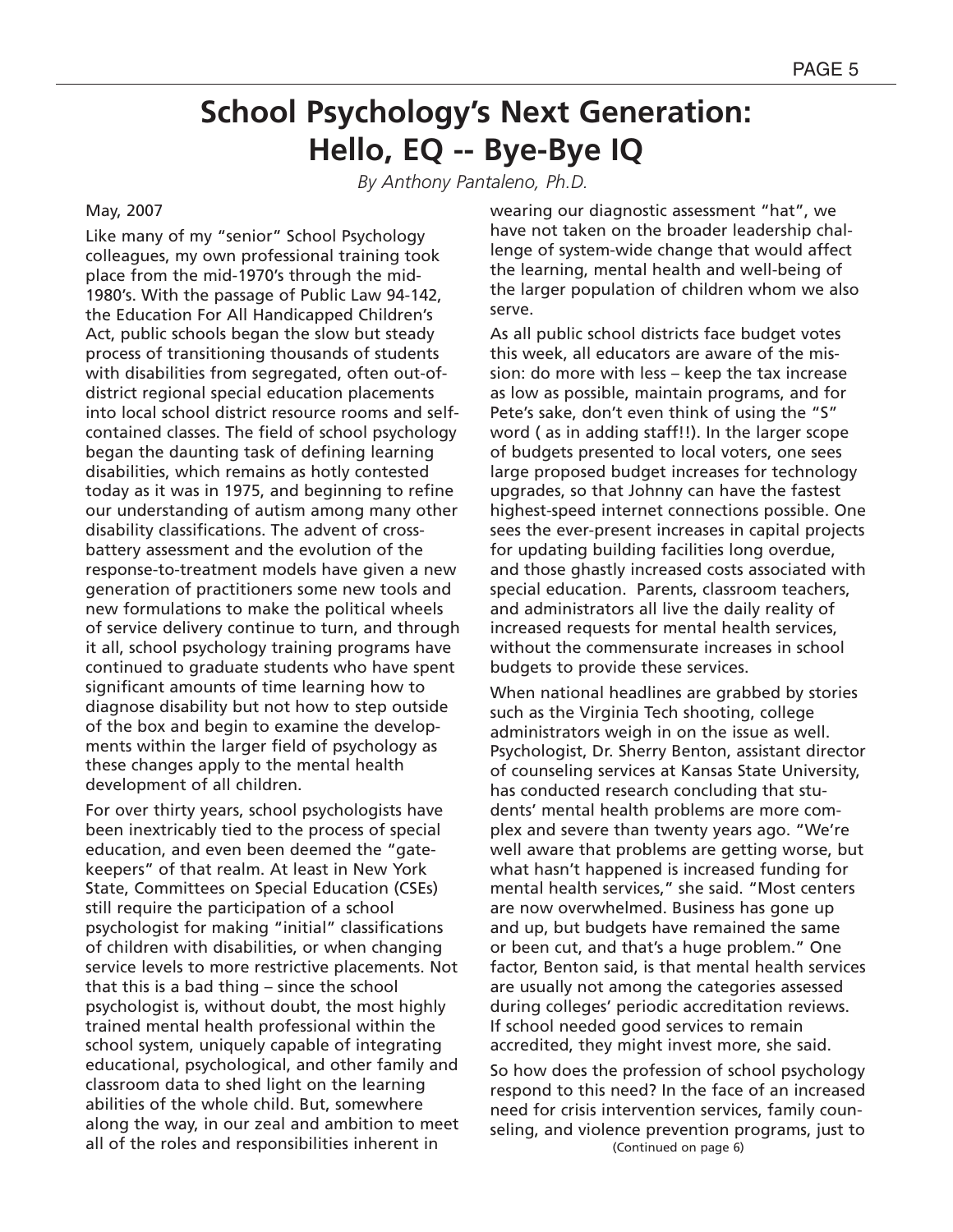# School Psychology's Next Generation: Hello, EQ -- Bye-Bye IQ

*By Anthony Pantaleno, Ph.D.*

May, 2007

Like many of my "senior" School Psychology colleagues, my own professional training took place from the mid-1970's through the mid-1980's. With the passage of Public Law 94-142, the Education For All Handicapped Children's Act, public schools began the slow but steady process of transitioning thousands of students with disabilities from segregated, often out-of-district regional special education placements into local school district resource rooms and self-contained classes. The field of school psychology began the daunting task of defining learning disabilities, which remains as hotly contested today as it was in 1975, and beginning to refine our understanding of autism among many other disability classifications. The advent of cross-battery assessment and the evolution of the response-to-treatment models have given a new generation of practitioners some new tools and new formulations to make the political wheels of service delivery continue to turn, and through it all, school psychology training programs have continued to graduate students who have spent significant amounts of time learning how to diagnose disability but not how to step outside of the box and begin to examine the developments within the larger field of psychology as these changes apply to the mental health development of all children.

For over thirty years, school psychologists have been inextricably tied to the process of special education, and even been deemed the "gatekeepers" of that realm. At least in New York State, Committees on Special Education (CSEs) still require the participation of a school psychologist for making "initial" classifications of children with disabilities, or when changing service levels to more restrictive placements. Not that this is a bad thing – since the school psychologist is, without doubt, the most highly trained mental health professional within the school system, uniquely capable of integrating educational, psychological, and other family and classroom data to shed light on the learning abilities of the whole child. But, somewhere along the way, in our zeal and ambition to meet all of the roles and responsibilities inherent in wearing our diagnostic assessment "hat", we have not taken on the broader leadership challenge of system-wide change that would affect the learning, mental health and well-being of the larger population of children whom we also serve.

As all public school districts face budget votes this week, all educators are aware of the mission: do more with less – keep the tax increase as low as possible, maintain programs, and for Pete's sake, don't even think of using the "S" word ( as in adding staff!!). In the larger scope of budgets presented to local voters, one sees large proposed budget increases for technology upgrades, so that Johnny can have the fastest highest-speed internet connections possible. One sees the ever-present increases in capital projects for updating building facilities long overdue, and those ghastly increased costs associated with special education. Parents, classroom teachers, and administrators all live the daily reality of increased requests for mental health services, without the commensurate increases in school budgets to provide these services.

When national headlines are grabbed by stories such as the Virginia Tech shooting, college administrators weigh in on the issue as well. Psychologist, Dr. Sherry Benton, assistant director of counseling services at Kansas State University, has conducted research concluding that students' mental health problems are more complex and severe than twenty years ago. "We're well aware that problems are getting worse, but what hasn't happened is increased funding for mental health services," she said. "Most centers are now overwhelmed. Business has gone up and up, but budgets have remained the same or been cut, and that's a huge problem." One factor, Benton said, is that mental health services are usually not among the categories assessed during colleges' periodic accreditation reviews. If school needed good services to remain accredited, they might invest more, she said.

So how does the profession of school psychology respond to this need? In the face of an increased need for crisis intervention services, family counseling, and violence prevention programs, just to

(Continued on page 6)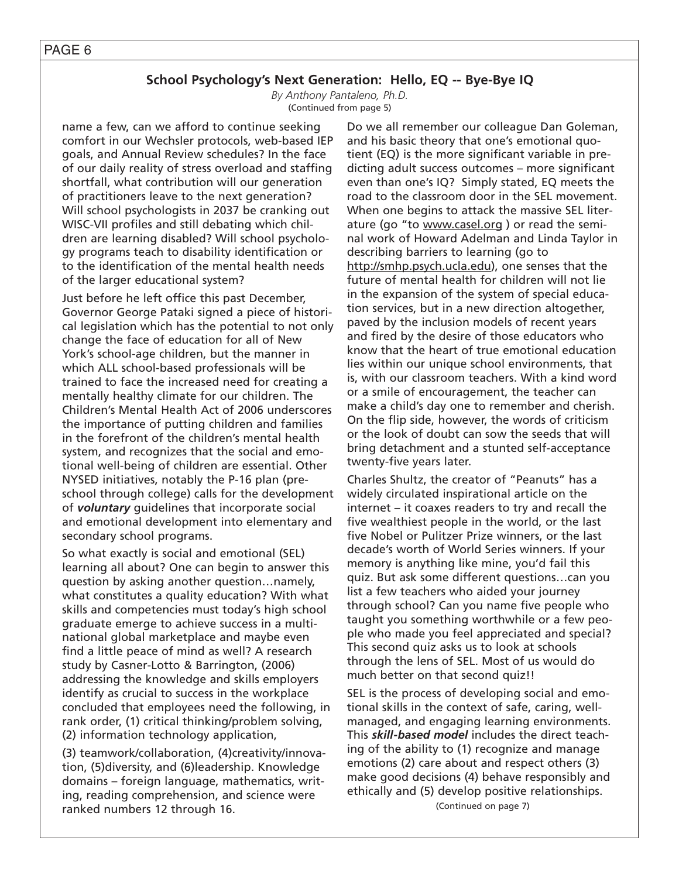## School Psychology's Next Generation: Hello, EQ -- Bye-Bye IQ

*By Anthony Pantaleno, Ph.D.*

(Continued from page 5)

name a few, can we afford to continue seeking comfort in our Wechsler protocols, web-based IEP goals, and Annual Review schedules? In the face of our daily reality of stress overload and staffing shortfall, what contribution will our generation of practitioners leave to the next generation? Will school psychologists in 2037 be cranking out WISC-VII profiles and still debating which children are learning disabled? Will school psychology programs teach to disability identification or to the identification of the mental health needs of the larger educational system?

Just before he left office this past December, Governor George Pataki signed a piece of historical legislation which has the potential to not only change the face of education for all of New York's school-age children, but the manner in which ALL school-based professionals will be trained to face the increased need for creating a mentally healthy climate for our children. The Children's Mental Health Act of 2006 underscores the importance of putting children and families in the forefront of the children's mental health system, and recognizes that the social and emotional well-being of children are essential. Other NYSED initiatives, notably the P-16 plan (preschool through college) calls for the development of ***voluntary*** guidelines that incorporate social and emotional development into elementary and secondary school programs.

So what exactly is social and emotional (SEL) learning all about? One can begin to answer this question by asking another question…namely, what constitutes a quality education? With what skills and competencies must today's high school graduate emerge to achieve success in a multinational global marketplace and maybe even find a little peace of mind as well? A research study by Casner-Lotto & Barrington, (2006) addressing the knowledge and skills employers identify as crucial to success in the workplace concluded that employees need the following, in rank order, (1) critical thinking/problem solving, (2) information technology application, (3) teamwork/collaboration, (4)creativity/innovation, (5)diversity, and (6)leadership. Knowledge domains – foreign language, mathematics, writing, reading comprehension, and science were ranked numbers 12 through 16.

Do we all remember our colleague Dan Goleman, and his basic theory that one's emotional quotient (EQ) is the more significant variable in predicting adult success outcomes – more significant even than one's IQ? Simply stated, EQ meets the road to the classroom door in the SEL movement. When one begins to attack the massive SEL literature (go "to www.casel.org ) or read the seminal work of Howard Adelman and Linda Taylor in describing barriers to learning (go to http://smhp.psych.ucla.edu), one senses that the future of mental health for children will not lie in the expansion of the system of special education services, but in a new direction altogether, paved by the inclusion models of recent years and fired by the desire of those educators who know that the heart of true emotional education lies within our unique school environments, that is, with our classroom teachers. With a kind word or a smile of encouragement, the teacher can make a child's day one to remember and cherish. On the flip side, however, the words of criticism or the look of doubt can sow the seeds that will bring detachment and a stunted self-acceptance twenty-five years later.

Charles Shultz, the creator of "Peanuts" has a widely circulated inspirational article on the internet – it coaxes readers to try and recall the five wealthiest people in the world, or the last five Nobel or Pulitzer Prize winners, or the last decade's worth of World Series winners. If your memory is anything like mine, you'd fail this quiz. But ask some different questions…can you list a few teachers who aided your journey through school? Can you name five people who taught you something worthwhile or a few people who made you feel appreciated and special? This second quiz asks us to look at schools through the lens of SEL. Most of us would do much better on that second quiz!!

SEL is the process of developing social and emotional skills in the context of safe, caring, well-managed, and engaging learning environments. This ***skill-based model*** includes the direct teaching of the ability to (1) recognize and manage emotions (2) care about and respect others (3) make good decisions (4) behave responsibly and ethically and (5) develop positive relationships.

(Continued on page 7)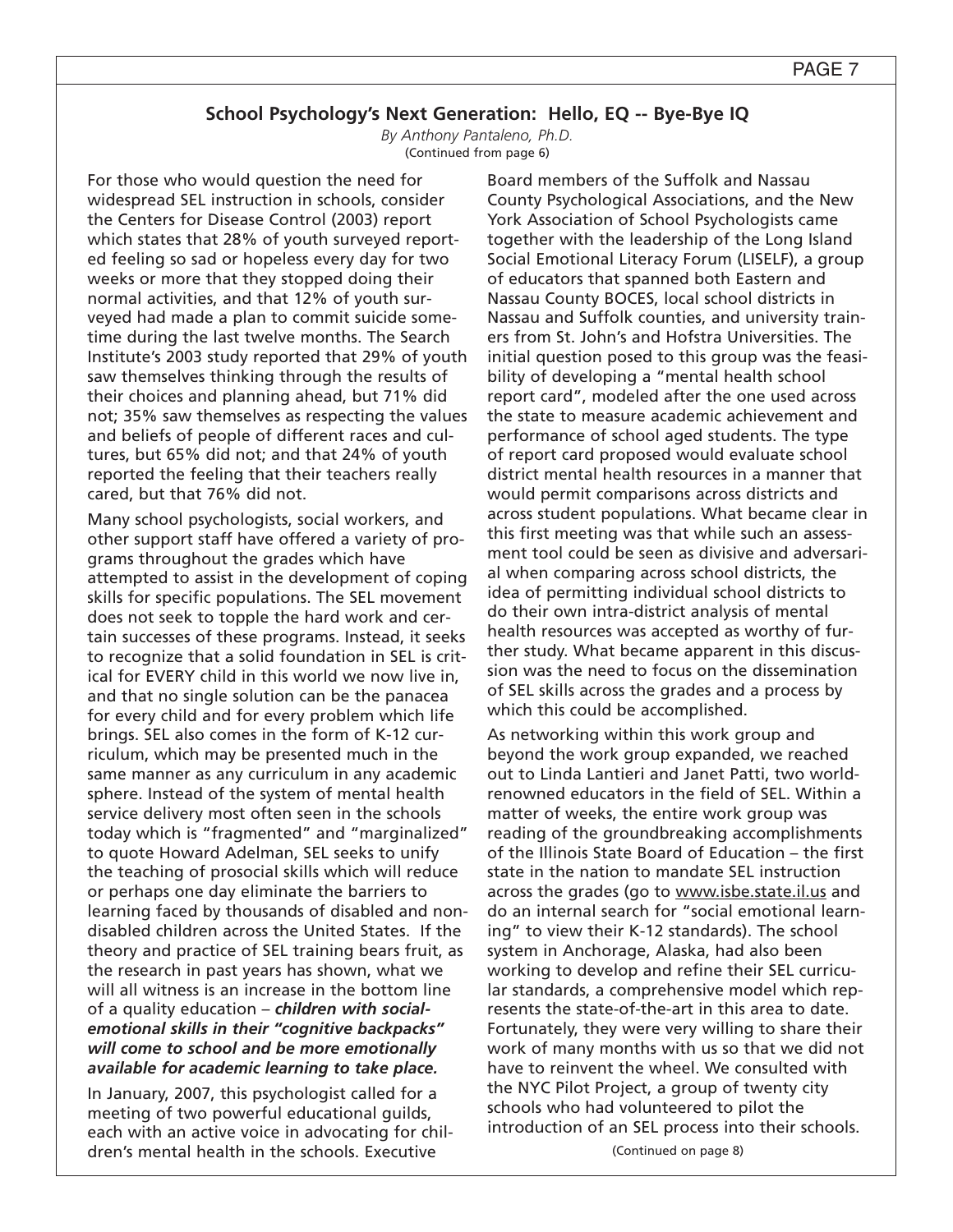## School Psychology's Next Generation: Hello, EQ -- Bye-Bye IQ

*By Anthony Pantaleno, Ph.D.*
(Continued from page 6)

For those who would question the need for widespread SEL instruction in schools, consider the Centers for Disease Control (2003) report which states that 28% of youth surveyed reported feeling so sad or hopeless every day for two weeks or more that they stopped doing their normal activities, and that 12% of youth surveyed had made a plan to commit suicide sometime during the last twelve months. The Search Institute's 2003 study reported that 29% of youth saw themselves thinking through the results of their choices and planning ahead, but 71% did not; 35% saw themselves as respecting the values and beliefs of people of different races and cultures, but 65% did not; and that 24% of youth reported the feeling that their teachers really cared, but that 76% did not.

Many school psychologists, social workers, and other support staff have offered a variety of programs throughout the grades which have attempted to assist in the development of coping skills for specific populations. The SEL movement does not seek to topple the hard work and certain successes of these programs. Instead, it seeks to recognize that a solid foundation in SEL is critical for EVERY child in this world we now live in, and that no single solution can be the panacea for every child and for every problem which life brings. SEL also comes in the form of K-12 curriculum, which may be presented much in the same manner as any curriculum in any academic sphere. Instead of the system of mental health service delivery most often seen in the schools today which is "fragmented" and "marginalized" to quote Howard Adelman, SEL seeks to unify the teaching of prosocial skills which will reduce or perhaps one day eliminate the barriers to learning faced by thousands of disabled and non-disabled children across the United States. If the theory and practice of SEL training bears fruit, as the research in past years has shown, what we will all witness is an increase in the bottom line of a quality education – ***children with social-emotional skills in their "cognitive backpacks" will come to school and be more emotionally available for academic learning to take place.***

In January, 2007, this psychologist called for a meeting of two powerful educational guilds, each with an active voice in advocating for children's mental health in the schools. Executive Board members of the Suffolk and Nassau County Psychological Associations, and the New York Association of School Psychologists came together with the leadership of the Long Island Social Emotional Literacy Forum (LISELF), a group of educators that spanned both Eastern and Nassau County BOCES, local school districts in Nassau and Suffolk counties, and university trainers from St. John's and Hofstra Universities. The initial question posed to this group was the feasibility of developing a "mental health school report card", modeled after the one used across the state to measure academic achievement and performance of school aged students. The type of report card proposed would evaluate school district mental health resources in a manner that would permit comparisons across districts and across student populations. What became clear in this first meeting was that while such an assessment tool could be seen as divisive and adversarial when comparing across school districts, the idea of permitting individual school districts to do their own intra-district analysis of mental health resources was accepted as worthy of further study. What became apparent in this discussion was the need to focus on the dissemination of SEL skills across the grades and a process by which this could be accomplished.

As networking within this work group and beyond the work group expanded, we reached out to Linda Lantieri and Janet Patti, two world-renowned educators in the field of SEL. Within a matter of weeks, the entire work group was reading of the groundbreaking accomplishments of the Illinois State Board of Education – the first state in the nation to mandate SEL instruction across the grades (go to www.isbe.state.il.us and do an internal search for "social emotional learning" to view their K-12 standards). The school system in Anchorage, Alaska, had also been working to develop and refine their SEL curricular standards, a comprehensive model which represents the state-of-the-art in this area to date. Fortunately, they were very willing to share their work of many months with us so that we did not have to reinvent the wheel. We consulted with the NYC Pilot Project, a group of twenty city schools who had volunteered to pilot the introduction of an SEL process into their schools.

(Continued on page 8)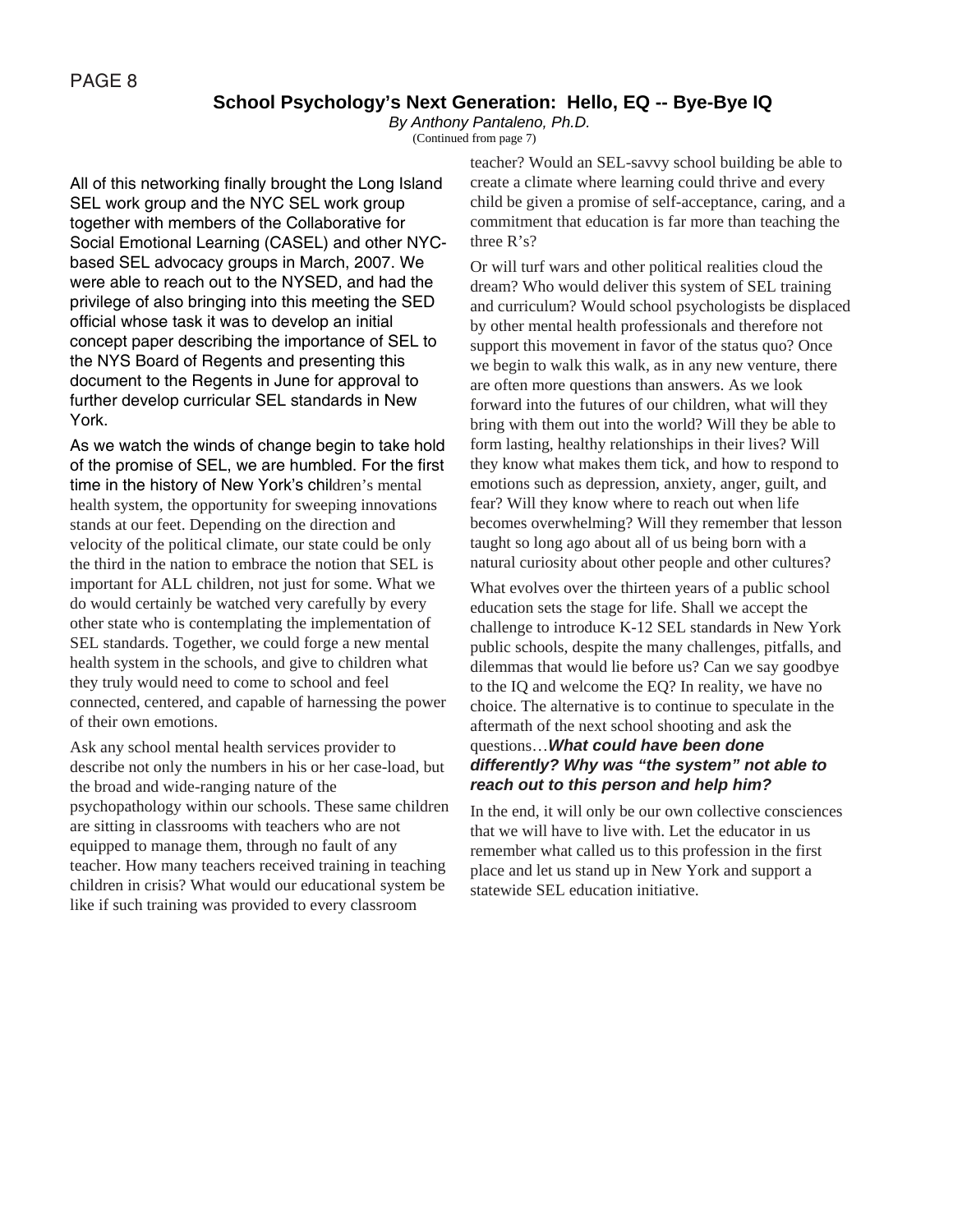## School Psychology's Next Generation: Hello, EQ -- Bye-Bye IQ

*By Anthony Pantaleno, Ph.D.*

(Continued from page 7)

All of this networking finally brought the Long Island SEL work group and the NYC SEL work group together with members of the Collaborative for Social Emotional Learning (CASEL) and other NYC-based SEL advocacy groups in March, 2007. We were able to reach out to the NYSED, and had the privilege of also bringing into this meeting the SED official whose task it was to develop an initial concept paper describing the importance of SEL to the NYS Board of Regents and presenting this document to the Regents in June for approval to further develop curricular SEL standards in New York.

As we watch the winds of change begin to take hold of the promise of SEL, we are humbled. For the first time in the history of New York's children's mental health system, the opportunity for sweeping innovations stands at our feet. Depending on the direction and velocity of the political climate, our state could be only the third in the nation to embrace the notion that SEL is important for ALL children, not just for some. What we do would certainly be watched very carefully by every other state who is contemplating the implementation of SEL standards. Together, we could forge a new mental health system in the schools, and give to children what they truly would need to come to school and feel connected, centered, and capable of harnessing the power of their own emotions.

Ask any school mental health services provider to describe not only the numbers in his or her case-load, but the broad and wide-ranging nature of the psychopathology within our schools. These same children are sitting in classrooms with teachers who are not equipped to manage them, through no fault of any teacher. How many teachers received training in teaching children in crisis? What would our educational system be like if such training was provided to every classroom teacher? Would an SEL-savvy school building be able to create a climate where learning could thrive and every child be given a promise of self-acceptance, caring, and a commitment that education is far more than teaching the three R's?

Or will turf wars and other political realities cloud the dream? Who would deliver this system of SEL training and curriculum? Would school psychologists be displaced by other mental health professionals and therefore not support this movement in favor of the status quo? Once we begin to walk this walk, as in any new venture, there are often more questions than answers. As we look forward into the futures of our children, what will they bring with them out into the world? Will they be able to form lasting, healthy relationships in their lives? Will they know what makes them tick, and how to respond to emotions such as depression, anxiety, anger, guilt, and fear? Will they know where to reach out when life becomes overwhelming? Will they remember that lesson taught so long ago about all of us being born with a natural curiosity about other people and other cultures?

What evolves over the thirteen years of a public school education sets the stage for life. Shall we accept the challenge to introduce K-12 SEL standards in New York public schools, despite the many challenges, pitfalls, and dilemmas that would lie before us? Can we say goodbye to the IQ and welcome the EQ? In reality, we have no choice. The alternative is to continue to speculate in the aftermath of the next school shooting and ask the questions…***What could have been done differently? Why was "the system" not able to reach out to this person and help him?***

In the end, it will only be our own collective consciences that we will have to live with. Let the educator in us remember what called us to this profession in the first place and let us stand up in New York and support a statewide SEL education initiative.